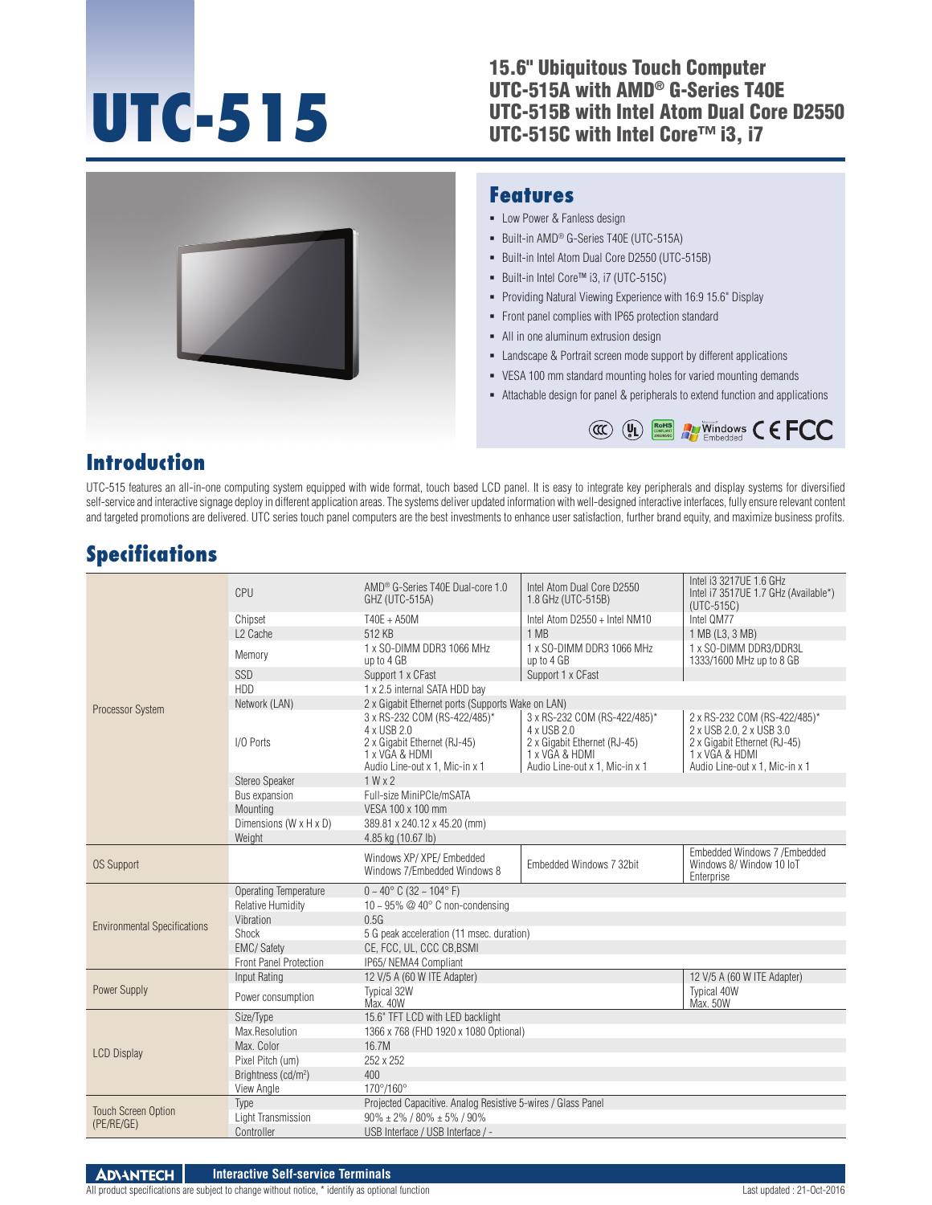# UTC-515

## 15.6" Ubiquitous Touch Computer
## UTC-515A with AMD® G-Series T40E
## UTC-515B with Intel Atom Dual Core D2550
## UTC-515C with Intel Core™ i3, i7

## Features

- Low Power & Fanless design
- Built-in AMD® G-Series T40E (UTC-515A)
- Built-in Intel Atom Dual Core D2550 (UTC-515B)
- Built-in Intel Core™ i3, i7 (UTC-515C)
- Providing Natural Viewing Experience with 16:9 15.6" Display
- Front panel complies with IP65 protection standard
- All in one aluminum extrusion design
- Landscape & Portrait screen mode support by different applications
- VESA 100 mm standard mounting holes for varied mounting demands
- Attachable design for panel & peripherals to extend function and applications

## Introduction

UTC-515 features an all-in-one computing system equipped with wide format, touch based LCD panel. It is easy to integrate key peripherals and display systems for diversified self-service and interactive signage deploy in different application areas. The systems deliver updated information with well-designed interactive interfaces, fully ensure relevant content and targeted promotions are delivered. UTC series touch panel computers are the best investments to enhance user satisfaction, further brand equity, and maximize business profits.

## Specifications

| | | | | |
|---|---|---|---|---|
| Processor System | CPU | AMD® G-Series T40E Dual-core 1.0 GHZ (UTC-515A) | Intel Atom Dual Core D2550 1.8 GHz (UTC-515B) | Intel i3 3217UE 1.6 GHz<br>Intel i7 3517UE 1.7 GHz (Available*) (UTC-515C) |
| | Chipset | T40E + A50M | Intel Atom D2550 + Intel NM10 | Intel QM77 |
| | L2 Cache | 512 KB | 1 MB | 1 MB (L3, 3 MB) |
| | Memory | 1 x SO-DIMM DDR3 1066 MHz up to 4 GB | 1 x SO-DIMM DDR3 1066 MHz up to 4 GB | 1 x SO-DIMM DDR3/DDR3L 1333/1600 MHz up to 8 GB |
| | SSD | Support 1 x CFast | Support 1 x CFast | |
| | HDD | 1 x 2.5 internal SATA HDD bay | | |
| | Network (LAN) | 2 x Gigabit Ethernet ports (Supports Wake on LAN) | | |
| | I/O Ports | 3 x RS-232 COM (RS-422/485)*<br>4 x USB 2.0<br>2 x Gigabit Ethernet (RJ-45)<br>1 x VGA & HDMI<br>Audio Line-out x 1, Mic-in x 1 | 3 x RS-232 COM (RS-422/485)*<br>4 x USB 2.0<br>2 x Gigabit Ethernet (RJ-45)<br>1 x VGA & HDMI<br>Audio Line-out x 1, Mic-in x 1 | 2 x RS-232 COM (RS-422/485)*<br>2 x USB 2.0, 2 x USB 3.0<br>2 x Gigabit Ethernet (RJ-45)<br>1 x VGA & HDMI<br>Audio Line-out x 1, Mic-in x 1 |
| | Stereo Speaker | 1 W x 2 | | |
| | Bus expansion | Full-size MiniPCIe/mSATA | | |
| | Mounting | VESA 100 x 100 mm | | |
| | Dimensions (W x H x D) | 389.81 x 240.12 x 45.20 (mm) | | |
| | Weight | 4.85 kg (10.67 lb) | | |
| OS Support | | Windows XP/ XPE/ Embedded Windows 7/Embedded Windows 8 | Embedded Windows 7 32bit | Embedded Windows 7 /Embedded Windows 8/ Window 10 IoT Enterprise |
| Environmental Specifications | Operating Temperature | 0 ~ 40° C (32 ~ 104° F) | | |
| | Relative Humidity | 10 ~ 95% @ 40° C non-condensing | | |
| | Vibration | 0.5G | | |
| | Shock | 5 G peak acceleration (11 msec. duration) | | |
| | EMC/ Safety | CE, FCC, UL, CCC CB,BSMI | | |
| | Front Panel Protection | IP65/ NEMA4 Compliant | | |
| Power Supply | Input Rating | 12 V/5 A (60 W ITE Adapter) | | 12 V/5 A (60 W ITE Adapter) |
| | Power consumption | Typical 32W<br>Max. 40W | | Typical 40W<br>Max. 50W |
| LCD Display | Size/Type | 15.6" TFT LCD with LED backlight | | |
| | Max.Resolution | 1366 x 768 (FHD 1920 x 1080 Optional) | | |
| | Max. Color | 16.7M | | |
| | Pixel Pitch (um) | 252 x 252 | | |
| | Brightness (cd/m²) | 400 | | |
| | View Angle | 170°/160° | | |
| Touch Screen Option (PE/RE/GE) | Type | Projected Capacitive. Analog Resistive 5-wires / Glass Panel | | |
| | Light Transmission | 90% ± 2% / 80% ± 5% / 90% | | |
| | Controller | USB Interface / USB Interface / - | | |

ADVANTECH — Interactive Self-service Terminals

All product specifications are subject to change without notice, * identify as optional function

Last updated : 21-Oct-2016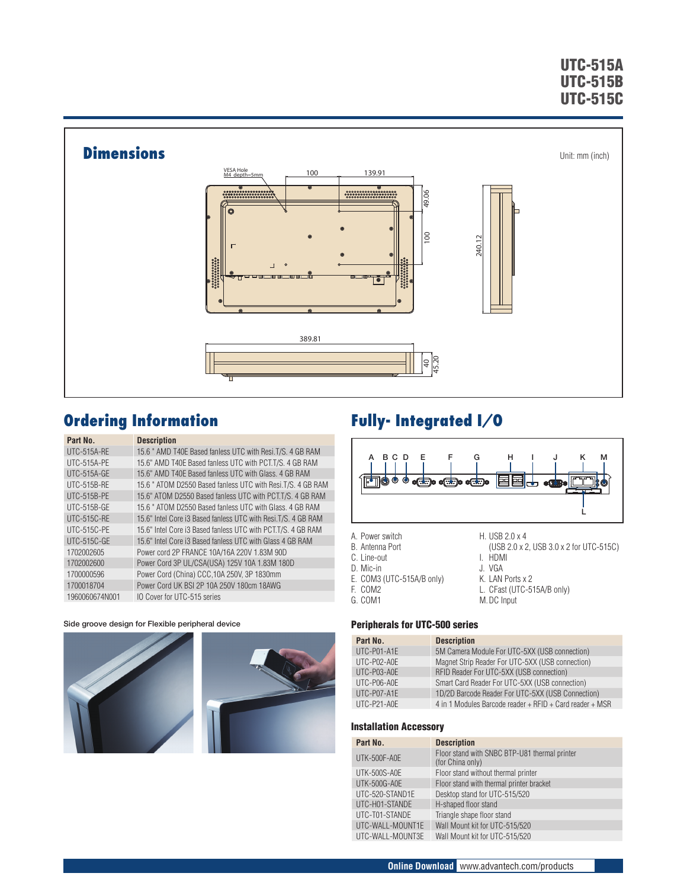# UTC-515A
# UTC-515B
# UTC-515C

## Dimensions

Unit: mm (inch)

VESA Hole
M4 depth=5mm
100
139.91
49.06
100
240.12
389.81
40
45.20

## Ordering Information

| Part No. | Description |
|---|---|
| UTC-515A-RE | 15.6 " AMD T40E Based fanless UTC with Resi.T/S. 4 GB RAM |
| UTC-515A-PE | 15.6" AMD T40E Based fanless UTC with PCT.T/S. 4 GB RAM |
| UTC-515A-GE | 15.6" AMD T40E Based fanless UTC with Glass. 4 GB RAM |
| UTC-515B-RE | 15.6 " ATOM D2550 Based fanless UTC with Resi.T/S. 4 GB RAM |
| UTC-515B-PE | 15.6" ATOM D2550 Based fanless UTC with PCT.T/S. 4 GB RAM |
| UTC-515B-GE | 15.6 " ATOM D2550 Based fanless UTC with Glass. 4 GB RAM |
| UTC-515C-RE | 15.6" Intel Core i3 Based fanless UTC with Resi.T/S. 4 GB RAM |
| UTC-515C-PE | 15.6" Intel Core i3 Based fanless UTC with PCT.T/S. 4 GB RAM |
| UTC-515C-GE | 15.6" Intel Core i3 Based fanless UTC with Glass 4 GB RAM |
| 1702002605 | Power cord 2P FRANCE 10A/16A 220V 1.83M 90D |
| 1702002600 | Power Cord 3P UL/CSA(USA) 125V 10A 1.83M 180D |
| 1700000596 | Power Cord (China) CCC,10A 250V, 3P 1830mm |
| 1700018704 | Power Cord UK BSI 2P 10A 250V 180cm 18AWG |
| 1960060674N001 | IO Cover for UTC-515 series |

Side groove design for Flexible peripheral device

## Fully- Integrated I/O

A B C D E F G H I J K M
L

- A. Power switch
- B. Antenna Port
- C. Line-out
- D. Mic-in
- E. COM3 (UTC-515A/B only)
- F. COM2
- G. COM1
- H. USB 2.0 x 4 (USB 2.0 x 2, USB 3.0 x 2 for UTC-515C)
- I. HDMI
- J. VGA
- K. LAN Ports x 2
- L. CFast (UTC-515A/B only)
- M. DC Input

### Peripherals for UTC-500 series

| Part No. | Description |
|---|---|
| UTC-P01-A1E | 5M Camera Module For UTC-5XX (USB connection) |
| UTC-P02-A0E | Magnet Strip Reader For UTC-5XX (USB connection) |
| UTC-P03-A0E | RFID Reader For UTC-5XX (USB connection) |
| UTC-P06-A0E | Smart Card Reader For UTC-5XX (USB connection) |
| UTC-P07-A1E | 1D/2D Barcode Reader For UTC-5XX (USB Connection) |
| UTC-P21-A0E | 4 in 1 Modules Barcode reader + RFID + Card reader + MSR |

### Installation Accessory

| Part No. | Description |
|---|---|
| UTK-500F-A0E | Floor stand with SNBC BTP-U81 thermal printer (for China only) |
| UTK-500S-A0E | Floor stand without thermal printer |
| UTK-500G-A0E | Floor stand with thermal printer bracket |
| UTC-520-STAND1E | Desktop stand for UTC-515/520 |
| UTC-H01-STANDE | H-shaped floor stand |
| UTC-T01-STANDE | Triangle shape floor stand |
| UTC-WALL-MOUNT1E | Wall Mount kit for UTC-515/520 |
| UTC-WALL-MOUNT3E | Wall Mount kit for UTC-515/520 |

**Online Download** www.advantech.com/products